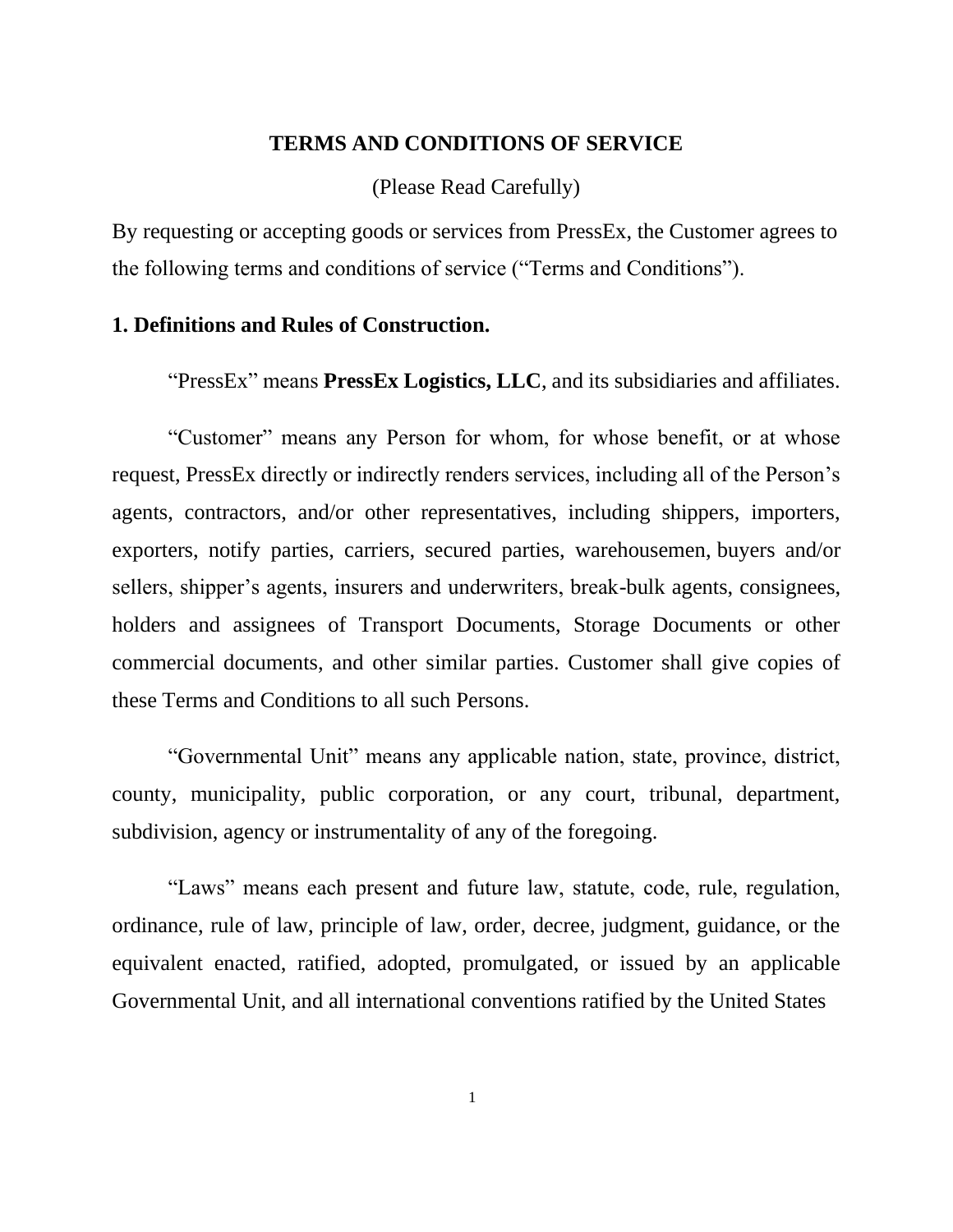# TERMS AND CONDITIONS OF SERVICE

(Please Read Carefully)

By requesting or accepting goods or services from PressEx, the Customer agrees to the following terms and conditions of service (“Terms and Conditions”).

## 1. Definitions and Rules of Construction.

“PressEx” means **PressEx Logistics, LLC**, and its subsidiaries and affiliates.

“Customer” means any Person for whom, for whose benefit, or at whose request, PressEx directly or indirectly renders services, including all of the Person’s agents, contractors, and/or other representatives, including shippers, importers, exporters, notify parties, carriers, secured parties, warehousemen, buyers and/or sellers, shipper’s agents, insurers and underwriters, break-bulk agents, consignees, holders and assignees of Transport Documents, Storage Documents or other commercial documents, and other similar parties. Customer shall give copies of these Terms and Conditions to all such Persons.

“Governmental Unit” means any applicable nation, state, province, district, county, municipality, public corporation, or any court, tribunal, department, subdivision, agency or instrumentality of any of the foregoing.

“Laws” means each present and future law, statute, code, rule, regulation, ordinance, rule of law, principle of law, order, decree, judgment, guidance, or the equivalent enacted, ratified, adopted, promulgated, or issued by an applicable Governmental Unit, and all international conventions ratified by the United States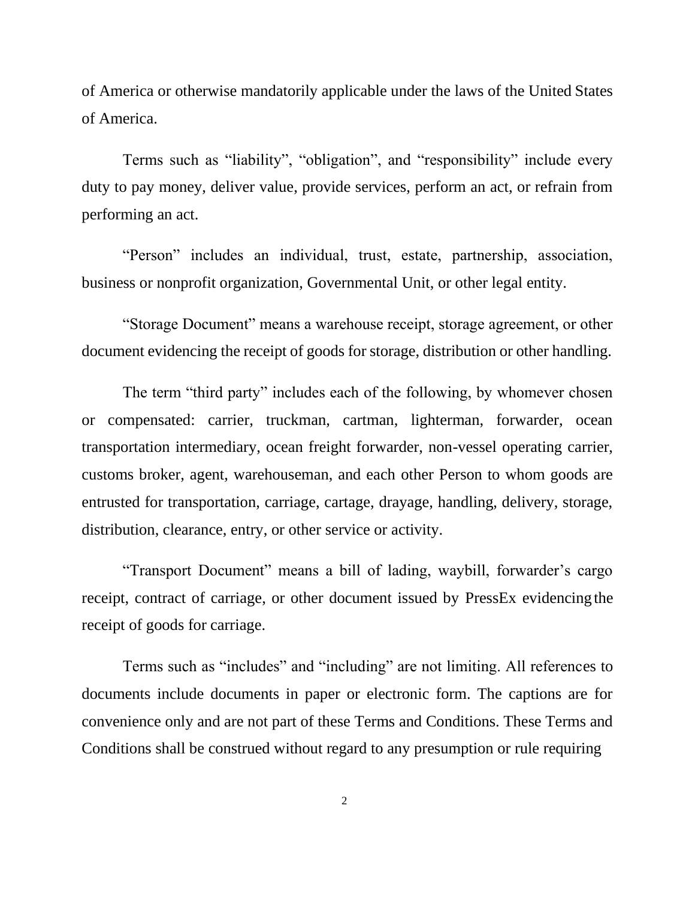of America or otherwise mandatorily applicable under the laws of the United States of America.

Terms such as "liability", "obligation", and "responsibility" include every duty to pay money, deliver value, provide services, perform an act, or refrain from performing an act.

"Person" includes an individual, trust, estate, partnership, association, business or nonprofit organization, Governmental Unit, or other legal entity.

"Storage Document" means a warehouse receipt, storage agreement, or other document evidencing the receipt of goods for storage, distribution or other handling.

The term "third party" includes each of the following, by whomever chosen or compensated: carrier, truckman, cartman, lighterman, forwarder, ocean transportation intermediary, ocean freight forwarder, non-vessel operating carrier, customs broker, agent, warehouseman, and each other Person to whom goods are entrusted for transportation, carriage, cartage, drayage, handling, delivery, storage, distribution, clearance, entry, or other service or activity.

"Transport Document" means a bill of lading, waybill, forwarder's cargo receipt, contract of carriage, or other document issued by PressEx evidencing the receipt of goods for carriage.

Terms such as "includes" and "including" are not limiting. All references to documents include documents in paper or electronic form. The captions are for convenience only and are not part of these Terms and Conditions. These Terms and Conditions shall be construed without regard to any presumption or rule requiring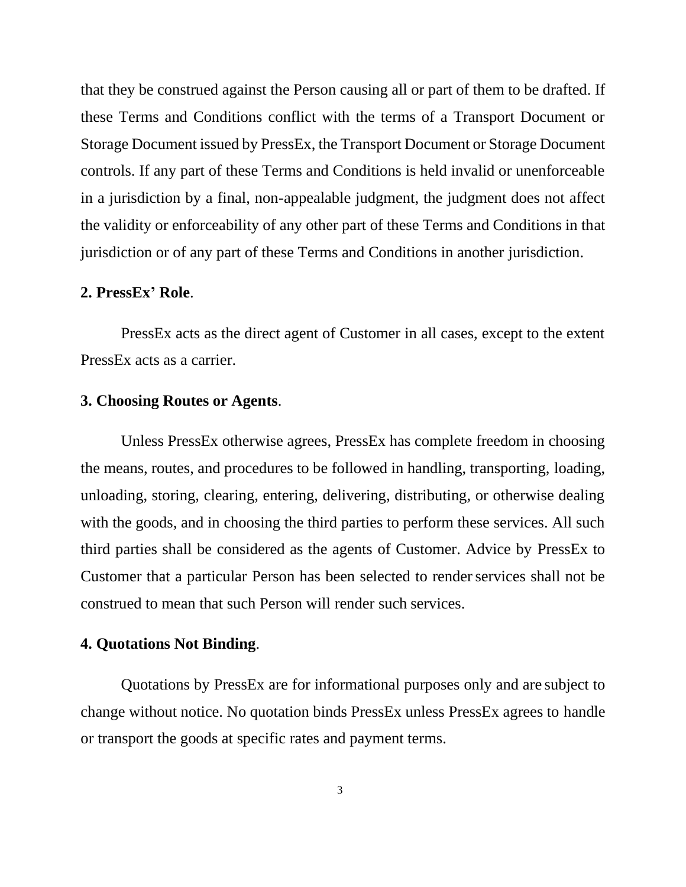that they be construed against the Person causing all or part of them to be drafted. If these Terms and Conditions conflict with the terms of a Transport Document or Storage Document issued by PressEx, the Transport Document or Storage Document controls. If any part of these Terms and Conditions is held invalid or unenforceable in a jurisdiction by a final, non-appealable judgment, the judgment does not affect the validity or enforceability of any other part of these Terms and Conditions in that jurisdiction or of any part of these Terms and Conditions in another jurisdiction.

**2. PressEx' Role**.

PressEx acts as the direct agent of Customer in all cases, except to the extent PressEx acts as a carrier.

**3. Choosing Routes or Agents**.

Unless PressEx otherwise agrees, PressEx has complete freedom in choosing the means, routes, and procedures to be followed in handling, transporting, loading, unloading, storing, clearing, entering, delivering, distributing, or otherwise dealing with the goods, and in choosing the third parties to perform these services. All such third parties shall be considered as the agents of Customer. Advice by PressEx to Customer that a particular Person has been selected to render services shall not be construed to mean that such Person will render such services.

**4. Quotations Not Binding**.

Quotations by PressEx are for informational purposes only and are subject to change without notice. No quotation binds PressEx unless PressEx agrees to handle or transport the goods at specific rates and payment terms.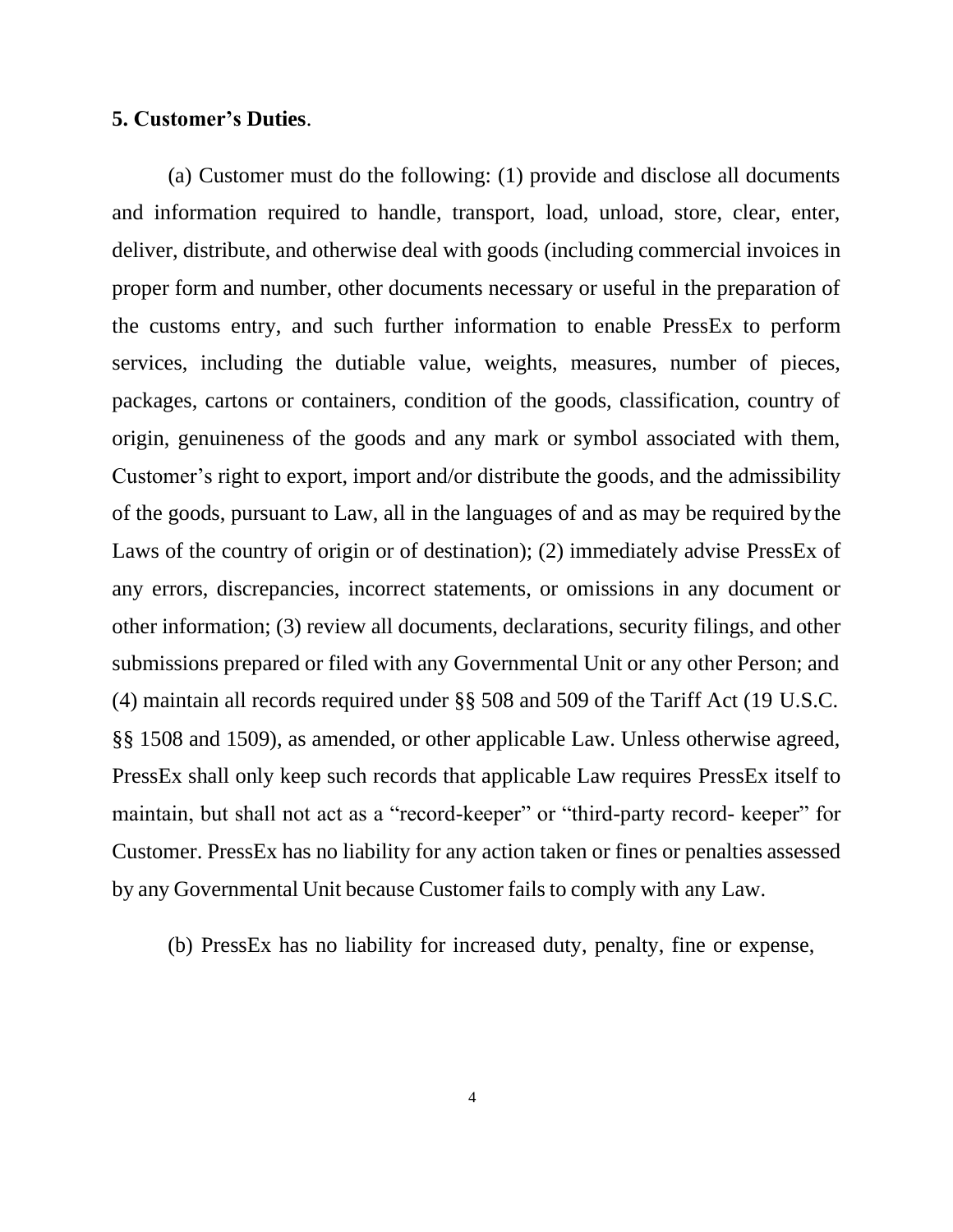**5. Customer's Duties**.

(a) Customer must do the following: (1) provide and disclose all documents and information required to handle, transport, load, unload, store, clear, enter, deliver, distribute, and otherwise deal with goods (including commercial invoices in proper form and number, other documents necessary or useful in the preparation of the customs entry, and such further information to enable PressEx to perform services, including the dutiable value, weights, measures, number of pieces, packages, cartons or containers, condition of the goods, classification, country of origin, genuineness of the goods and any mark or symbol associated with them, Customer's right to export, import and/or distribute the goods, and the admissibility of the goods, pursuant to Law, all in the languages of and as may be required by the Laws of the country of origin or of destination); (2) immediately advise PressEx of any errors, discrepancies, incorrect statements, or omissions in any document or other information; (3) review all documents, declarations, security filings, and other submissions prepared or filed with any Governmental Unit or any other Person; and (4) maintain all records required under §§ 508 and 509 of the Tariff Act (19 U.S.C. §§ 1508 and 1509), as amended, or other applicable Law. Unless otherwise agreed, PressEx shall only keep such records that applicable Law requires PressEx itself to maintain, but shall not act as a "record-keeper" or "third-party record- keeper" for Customer. PressEx has no liability for any action taken or fines or penalties assessed by any Governmental Unit because Customer fails to comply with any Law.

(b) PressEx has no liability for increased duty, penalty, fine or expense,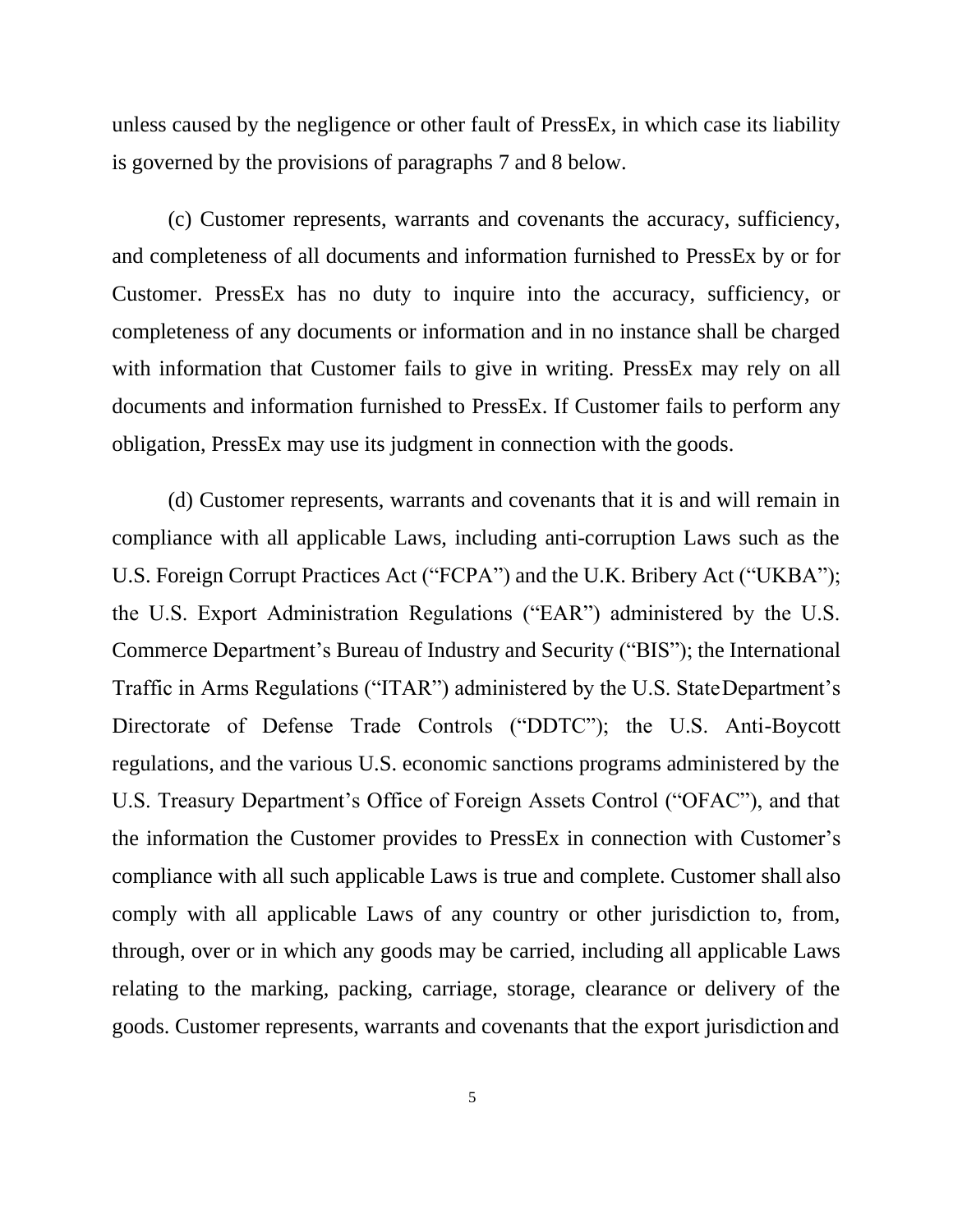unless caused by the negligence or other fault of PressEx, in which case its liability is governed by the provisions of paragraphs 7 and 8 below.

(c) Customer represents, warrants and covenants the accuracy, sufficiency, and completeness of all documents and information furnished to PressEx by or for Customer. PressEx has no duty to inquire into the accuracy, sufficiency, or completeness of any documents or information and in no instance shall be charged with information that Customer fails to give in writing. PressEx may rely on all documents and information furnished to PressEx. If Customer fails to perform any obligation, PressEx may use its judgment in connection with the goods.

(d) Customer represents, warrants and covenants that it is and will remain in compliance with all applicable Laws, including anti-corruption Laws such as the U.S. Foreign Corrupt Practices Act ("FCPA") and the U.K. Bribery Act ("UKBA"); the U.S. Export Administration Regulations ("EAR") administered by the U.S. Commerce Department's Bureau of Industry and Security ("BIS"); the International Traffic in Arms Regulations ("ITAR") administered by the U.S. State Department's Directorate of Defense Trade Controls ("DDTC"); the U.S. Anti-Boycott regulations, and the various U.S. economic sanctions programs administered by the U.S. Treasury Department's Office of Foreign Assets Control ("OFAC"), and that the information the Customer provides to PressEx in connection with Customer's compliance with all such applicable Laws is true and complete. Customer shall also comply with all applicable Laws of any country or other jurisdiction to, from, through, over or in which any goods may be carried, including all applicable Laws relating to the marking, packing, carriage, storage, clearance or delivery of the goods. Customer represents, warrants and covenants that the export jurisdiction and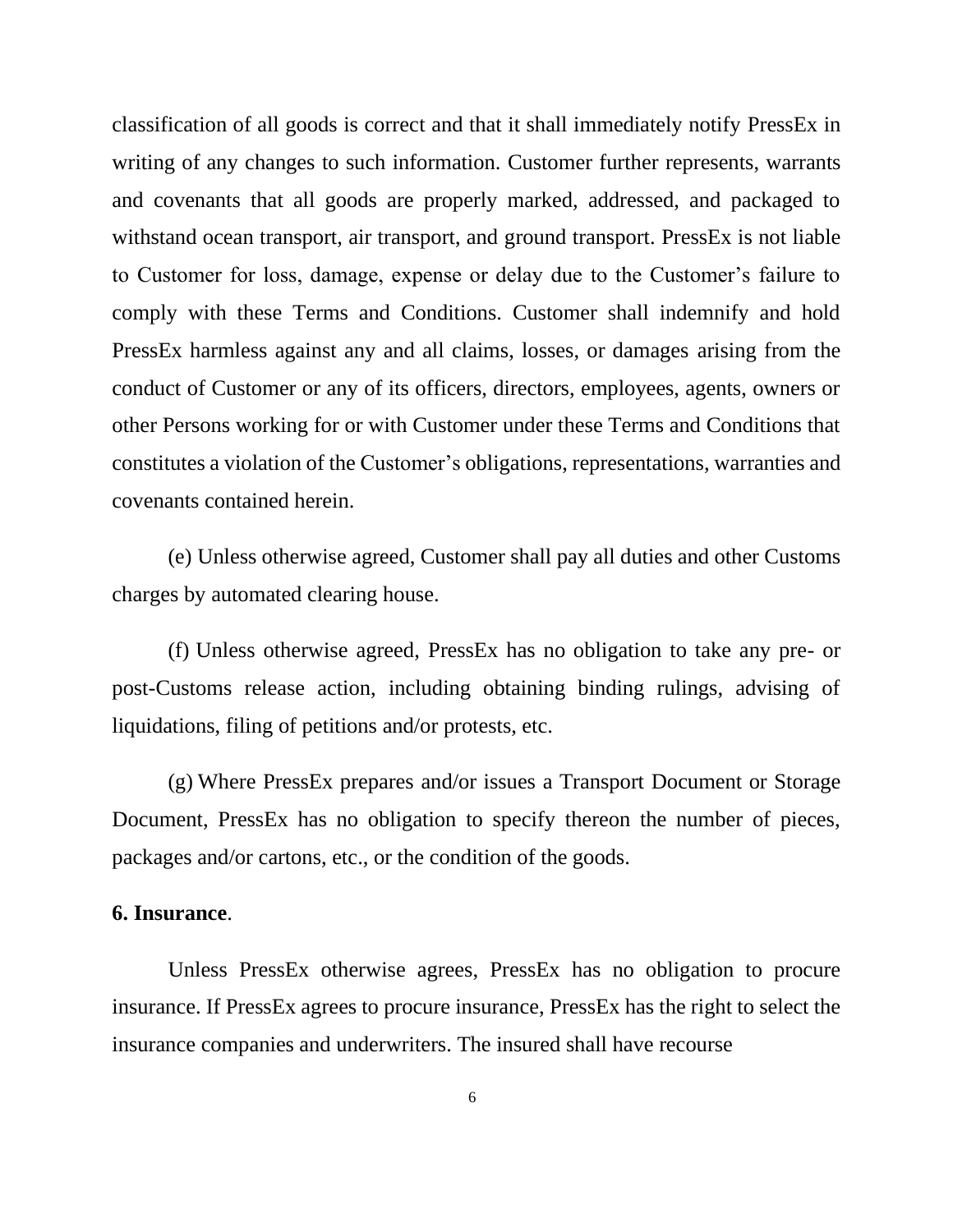classification of all goods is correct and that it shall immediately notify PressEx in writing of any changes to such information. Customer further represents, warrants and covenants that all goods are properly marked, addressed, and packaged to withstand ocean transport, air transport, and ground transport. PressEx is not liable to Customer for loss, damage, expense or delay due to the Customer's failure to comply with these Terms and Conditions. Customer shall indemnify and hold PressEx harmless against any and all claims, losses, or damages arising from the conduct of Customer or any of its officers, directors, employees, agents, owners or other Persons working for or with Customer under these Terms and Conditions that constitutes a violation of the Customer's obligations, representations, warranties and covenants contained herein.

(e) Unless otherwise agreed, Customer shall pay all duties and other Customs charges by automated clearing house.

(f) Unless otherwise agreed, PressEx has no obligation to take any pre- or post-Customs release action, including obtaining binding rulings, advising of liquidations, filing of petitions and/or protests, etc.

(g) Where PressEx prepares and/or issues a Transport Document or Storage Document, PressEx has no obligation to specify thereon the number of pieces, packages and/or cartons, etc., or the condition of the goods.

**6. Insurance**.

Unless PressEx otherwise agrees, PressEx has no obligation to procure insurance. If PressEx agrees to procure insurance, PressEx has the right to select the insurance companies and underwriters. The insured shall have recourse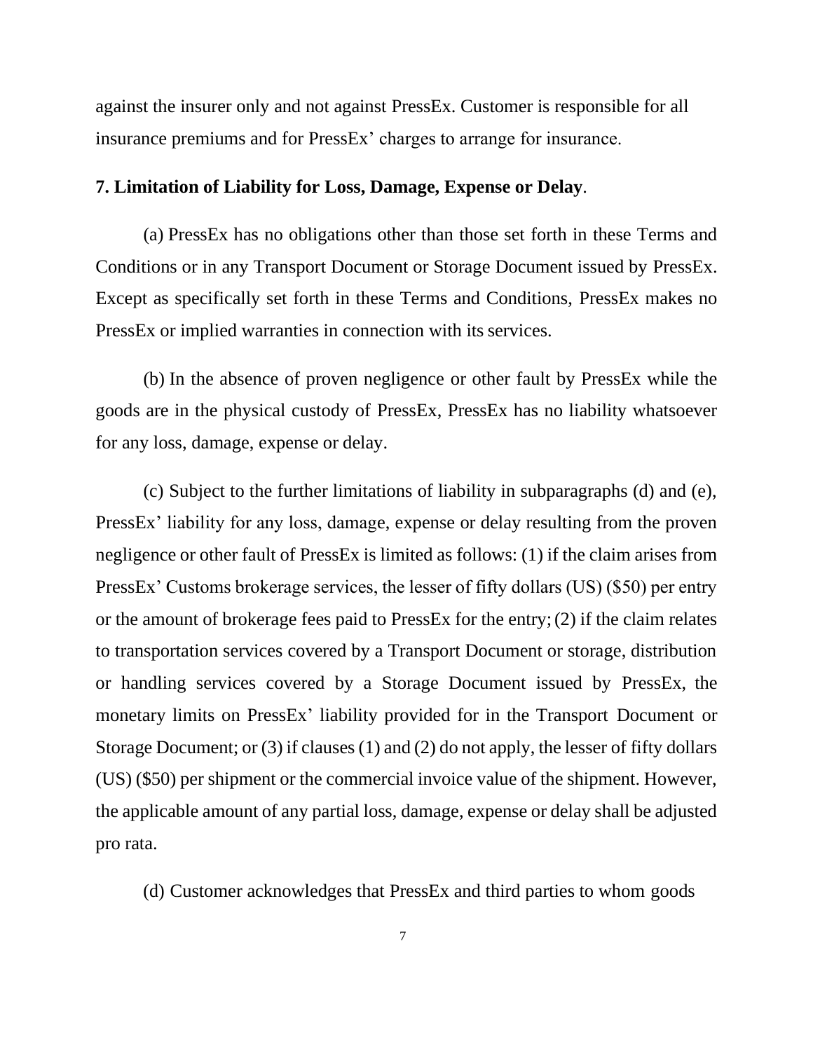against the insurer only and not against PressEx. Customer is responsible for all insurance premiums and for PressEx' charges to arrange for insurance.

**7. Limitation of Liability for Loss, Damage, Expense or Delay**.

(a) PressEx has no obligations other than those set forth in these Terms and Conditions or in any Transport Document or Storage Document issued by PressEx. Except as specifically set forth in these Terms and Conditions, PressEx makes no PressEx or implied warranties in connection with its services.

(b) In the absence of proven negligence or other fault by PressEx while the goods are in the physical custody of PressEx, PressEx has no liability whatsoever for any loss, damage, expense or delay.

(c) Subject to the further limitations of liability in subparagraphs (d) and (e), PressEx' liability for any loss, damage, expense or delay resulting from the proven negligence or other fault of PressEx is limited as follows: (1) if the claim arises from PressEx' Customs brokerage services, the lesser of fifty dollars (US) ($50) per entry or the amount of brokerage fees paid to PressEx for the entry; (2) if the claim relates to transportation services covered by a Transport Document or storage, distribution or handling services covered by a Storage Document issued by PressEx, the monetary limits on PressEx' liability provided for in the Transport Document or Storage Document; or (3) if clauses (1) and (2) do not apply, the lesser of fifty dollars (US) ($50) per shipment or the commercial invoice value of the shipment. However, the applicable amount of any partial loss, damage, expense or delay shall be adjusted pro rata.

(d) Customer acknowledges that PressEx and third parties to whom goods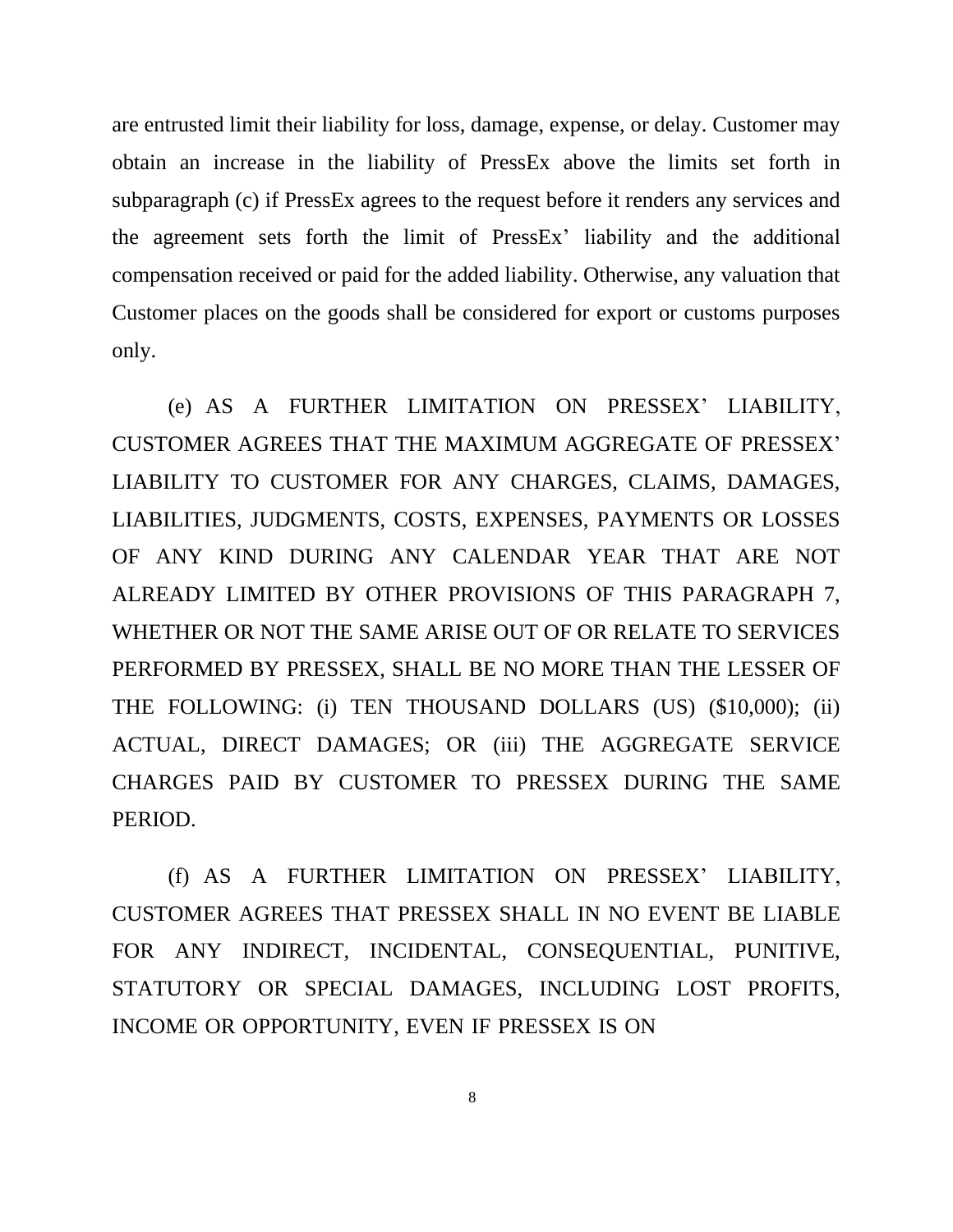are entrusted limit their liability for loss, damage, expense, or delay. Customer may obtain an increase in the liability of PressEx above the limits set forth in subparagraph (c) if PressEx agrees to the request before it renders any services and the agreement sets forth the limit of PressEx' liability and the additional compensation received or paid for the added liability. Otherwise, any valuation that Customer places on the goods shall be considered for export or customs purposes only.

(e) AS A FURTHER LIMITATION ON PRESSEX' LIABILITY, CUSTOMER AGREES THAT THE MAXIMUM AGGREGATE OF PRESSEX' LIABILITY TO CUSTOMER FOR ANY CHARGES, CLAIMS, DAMAGES, LIABILITIES, JUDGMENTS, COSTS, EXPENSES, PAYMENTS OR LOSSES OF ANY KIND DURING ANY CALENDAR YEAR THAT ARE NOT ALREADY LIMITED BY OTHER PROVISIONS OF THIS PARAGRAPH 7, WHETHER OR NOT THE SAME ARISE OUT OF OR RELATE TO SERVICES PERFORMED BY PRESSEX, SHALL BE NO MORE THAN THE LESSER OF THE FOLLOWING: (i) TEN THOUSAND DOLLARS (US) ($10,000); (ii) ACTUAL, DIRECT DAMAGES; OR (iii) THE AGGREGATE SERVICE CHARGES PAID BY CUSTOMER TO PRESSEX DURING THE SAME PERIOD.

(f) AS A FURTHER LIMITATION ON PRESSEX' LIABILITY, CUSTOMER AGREES THAT PRESSEX SHALL IN NO EVENT BE LIABLE FOR ANY INDIRECT, INCIDENTAL, CONSEQUENTIAL, PUNITIVE, STATUTORY OR SPECIAL DAMAGES, INCLUDING LOST PROFITS, INCOME OR OPPORTUNITY, EVEN IF PRESSEX IS ON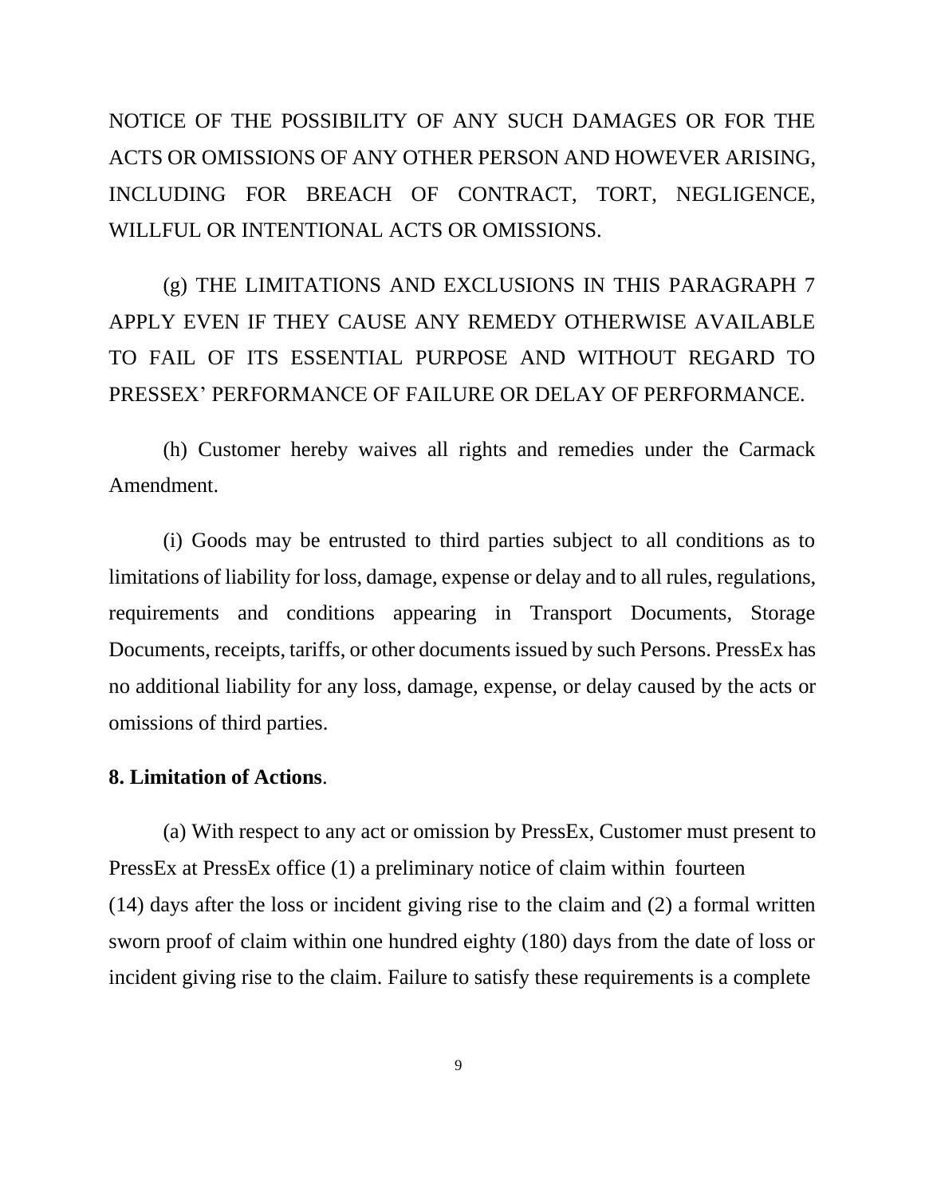NOTICE OF THE POSSIBILITY OF ANY SUCH DAMAGES OR FOR THE ACTS OR OMISSIONS OF ANY OTHER PERSON AND HOWEVER ARISING, INCLUDING FOR BREACH OF CONTRACT, TORT, NEGLIGENCE, WILLFUL OR INTENTIONAL ACTS OR OMISSIONS.

(g) THE LIMITATIONS AND EXCLUSIONS IN THIS PARAGRAPH 7 APPLY EVEN IF THEY CAUSE ANY REMEDY OTHERWISE AVAILABLE TO FAIL OF ITS ESSENTIAL PURPOSE AND WITHOUT REGARD TO PRESSEX' PERFORMANCE OF FAILURE OR DELAY OF PERFORMANCE.

(h) Customer hereby waives all rights and remedies under the Carmack Amendment.

(i) Goods may be entrusted to third parties subject to all conditions as to limitations of liability for loss, damage, expense or delay and to all rules, regulations, requirements and conditions appearing in Transport Documents, Storage Documents, receipts, tariffs, or other documents issued by such Persons. PressEx has no additional liability for any loss, damage, expense, or delay caused by the acts or omissions of third parties.

**8. Limitation of Actions**.

(a) With respect to any act or omission by PressEx, Customer must present to PressEx at PressEx office (1) a preliminary notice of claim within fourteen (14) days after the loss or incident giving rise to the claim and (2) a formal written sworn proof of claim within one hundred eighty (180) days from the date of loss or incident giving rise to the claim. Failure to satisfy these requirements is a complete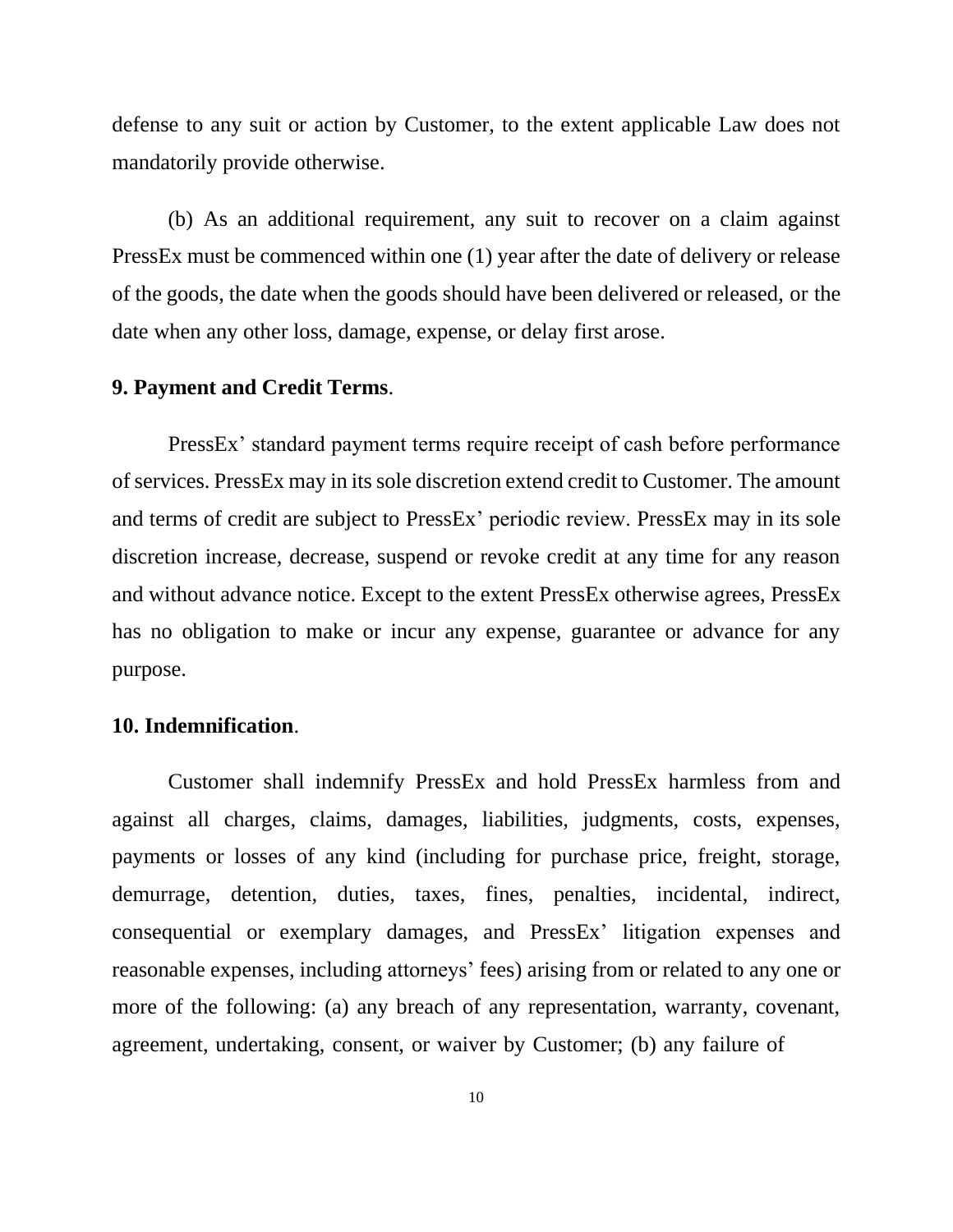defense to any suit or action by Customer, to the extent applicable Law does not mandatorily provide otherwise.

(b) As an additional requirement, any suit to recover on a claim against PressEx must be commenced within one (1) year after the date of delivery or release of the goods, the date when the goods should have been delivered or released, or the date when any other loss, damage, expense, or delay first arose.

**9. Payment and Credit Terms**.

PressEx' standard payment terms require receipt of cash before performance of services. PressEx may in its sole discretion extend credit to Customer. The amount and terms of credit are subject to PressEx' periodic review. PressEx may in its sole discretion increase, decrease, suspend or revoke credit at any time for any reason and without advance notice. Except to the extent PressEx otherwise agrees, PressEx has no obligation to make or incur any expense, guarantee or advance for any purpose.

**10. Indemnification**.

Customer shall indemnify PressEx and hold PressEx harmless from and against all charges, claims, damages, liabilities, judgments, costs, expenses, payments or losses of any kind (including for purchase price, freight, storage, demurrage, detention, duties, taxes, fines, penalties, incidental, indirect, consequential or exemplary damages, and PressEx' litigation expenses and reasonable expenses, including attorneys' fees) arising from or related to any one or more of the following: (a) any breach of any representation, warranty, covenant, agreement, undertaking, consent, or waiver by Customer; (b) any failure of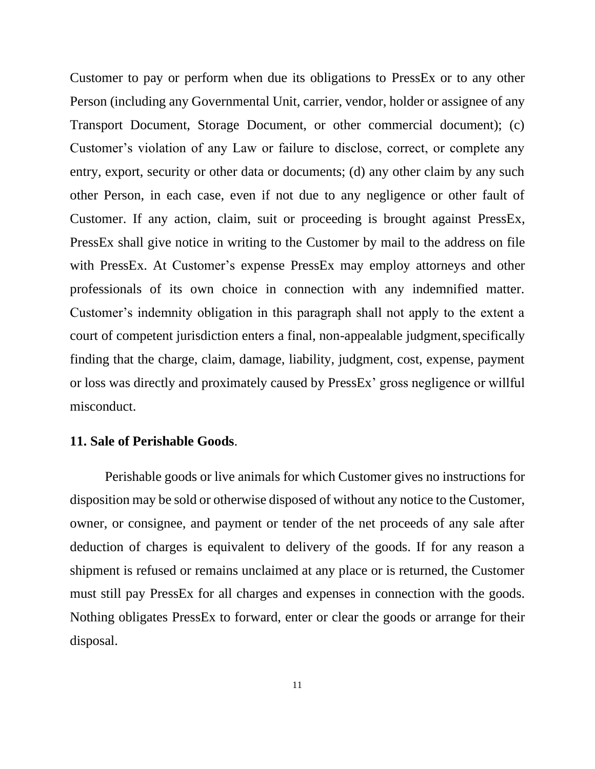Customer to pay or perform when due its obligations to PressEx or to any other Person (including any Governmental Unit, carrier, vendor, holder or assignee of any Transport Document, Storage Document, or other commercial document); (c) Customer's violation of any Law or failure to disclose, correct, or complete any entry, export, security or other data or documents; (d) any other claim by any such other Person, in each case, even if not due to any negligence or other fault of Customer. If any action, claim, suit or proceeding is brought against PressEx, PressEx shall give notice in writing to the Customer by mail to the address on file with PressEx. At Customer's expense PressEx may employ attorneys and other professionals of its own choice in connection with any indemnified matter. Customer's indemnity obligation in this paragraph shall not apply to the extent a court of competent jurisdiction enters a final, non-appealable judgment, specifically finding that the charge, claim, damage, liability, judgment, cost, expense, payment or loss was directly and proximately caused by PressEx' gross negligence or willful misconduct.

**11. Sale of Perishable Goods**.

Perishable goods or live animals for which Customer gives no instructions for disposition may be sold or otherwise disposed of without any notice to the Customer, owner, or consignee, and payment or tender of the net proceeds of any sale after deduction of charges is equivalent to delivery of the goods. If for any reason a shipment is refused or remains unclaimed at any place or is returned, the Customer must still pay PressEx for all charges and expenses in connection with the goods. Nothing obligates PressEx to forward, enter or clear the goods or arrange for their disposal.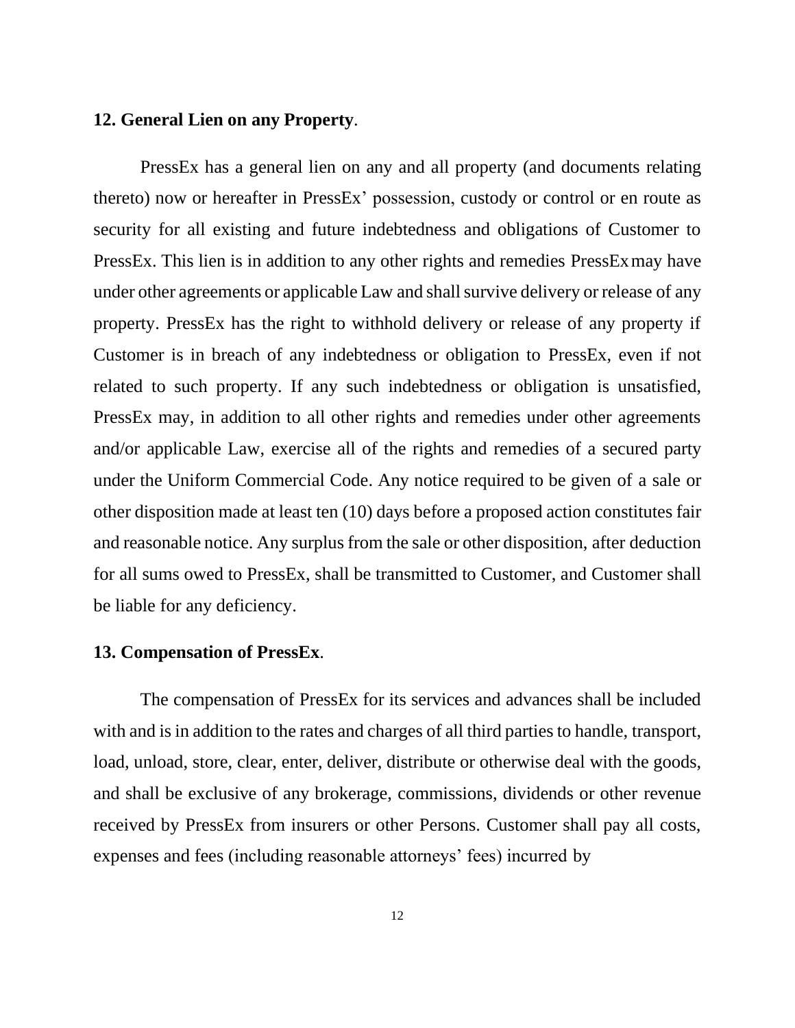**12. General Lien on any Property**.

PressEx has a general lien on any and all property (and documents relating thereto) now or hereafter in PressEx' possession, custody or control or en route as security for all existing and future indebtedness and obligations of Customer to PressEx. This lien is in addition to any other rights and remedies PressEx may have under other agreements or applicable Law and shall survive delivery or release of any property. PressEx has the right to withhold delivery or release of any property if Customer is in breach of any indebtedness or obligation to PressEx, even if not related to such property. If any such indebtedness or obligation is unsatisfied, PressEx may, in addition to all other rights and remedies under other agreements and/or applicable Law, exercise all of the rights and remedies of a secured party under the Uniform Commercial Code. Any notice required to be given of a sale or other disposition made at least ten (10) days before a proposed action constitutes fair and reasonable notice. Any surplus from the sale or other disposition, after deduction for all sums owed to PressEx, shall be transmitted to Customer, and Customer shall be liable for any deficiency.

**13. Compensation of PressEx**.

The compensation of PressEx for its services and advances shall be included with and is in addition to the rates and charges of all third parties to handle, transport, load, unload, store, clear, enter, deliver, distribute or otherwise deal with the goods, and shall be exclusive of any brokerage, commissions, dividends or other revenue received by PressEx from insurers or other Persons. Customer shall pay all costs, expenses and fees (including reasonable attorneys' fees) incurred by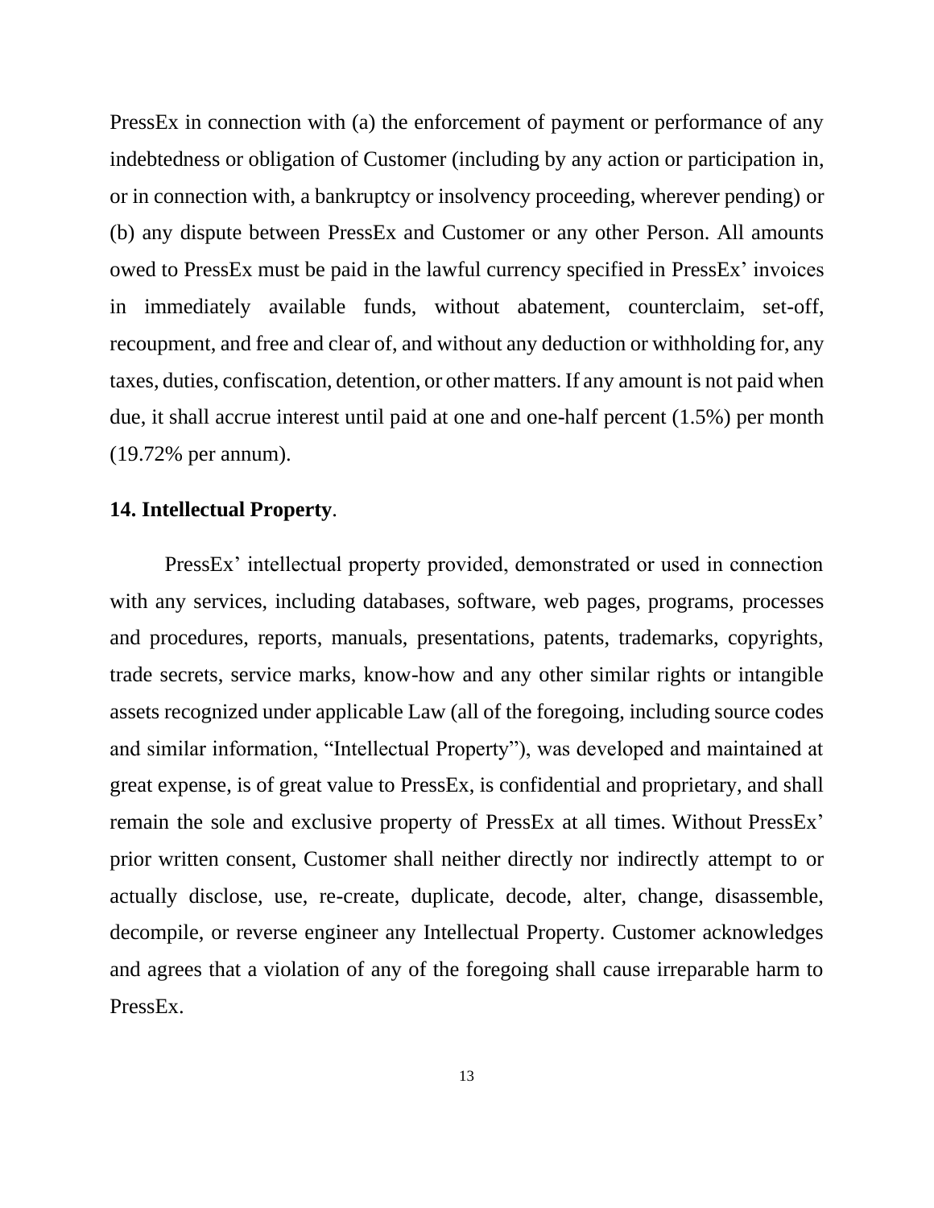PressEx in connection with (a) the enforcement of payment or performance of any indebtedness or obligation of Customer (including by any action or participation in, or in connection with, a bankruptcy or insolvency proceeding, wherever pending) or (b) any dispute between PressEx and Customer or any other Person. All amounts owed to PressEx must be paid in the lawful currency specified in PressEx' invoices in immediately available funds, without abatement, counterclaim, set-off, recoupment, and free and clear of, and without any deduction or withholding for, any taxes, duties, confiscation, detention, or other matters. If any amount is not paid when due, it shall accrue interest until paid at one and one-half percent (1.5%) per month (19.72% per annum).

**14. Intellectual Property**.

PressEx' intellectual property provided, demonstrated or used in connection with any services, including databases, software, web pages, programs, processes and procedures, reports, manuals, presentations, patents, trademarks, copyrights, trade secrets, service marks, know-how and any other similar rights or intangible assets recognized under applicable Law (all of the foregoing, including source codes and similar information, "Intellectual Property"), was developed and maintained at great expense, is of great value to PressEx, is confidential and proprietary, and shall remain the sole and exclusive property of PressEx at all times. Without PressEx' prior written consent, Customer shall neither directly nor indirectly attempt to or actually disclose, use, re-create, duplicate, decode, alter, change, disassemble, decompile, or reverse engineer any Intellectual Property. Customer acknowledges and agrees that a violation of any of the foregoing shall cause irreparable harm to PressEx.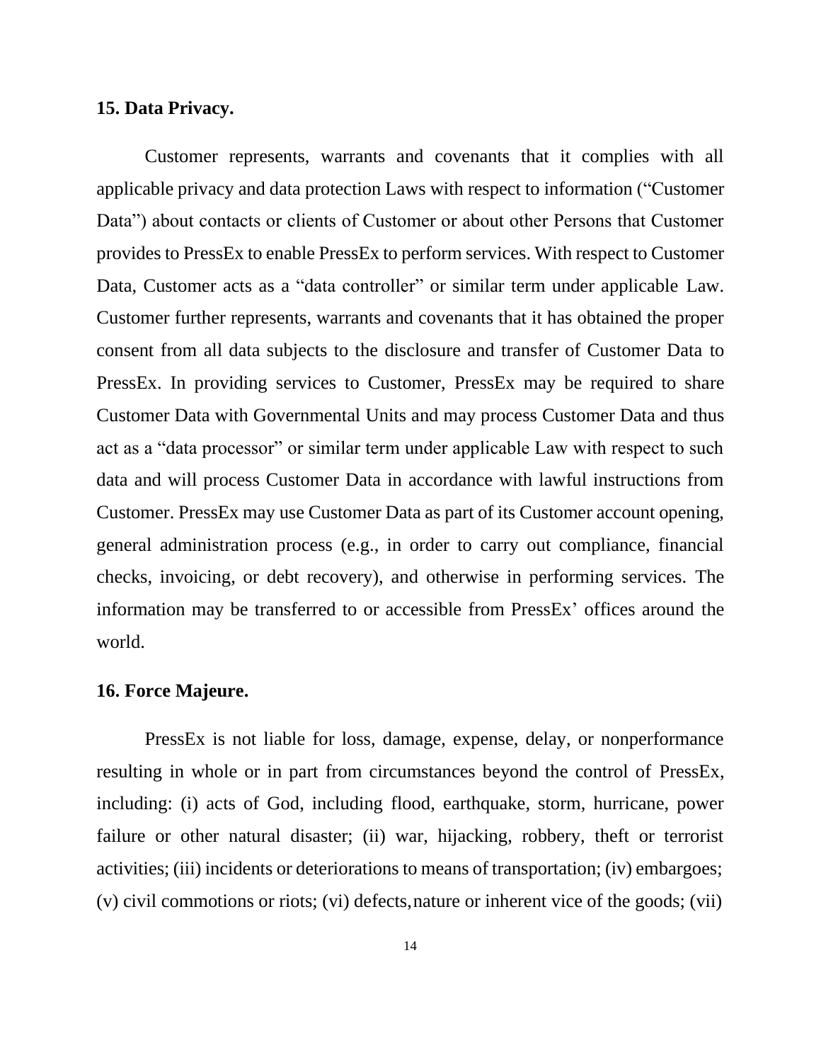**15. Data Privacy.**

Customer represents, warrants and covenants that it complies with all applicable privacy and data protection Laws with respect to information ("Customer Data") about contacts or clients of Customer or about other Persons that Customer provides to PressEx to enable PressEx to perform services. With respect to Customer Data, Customer acts as a "data controller" or similar term under applicable Law. Customer further represents, warrants and covenants that it has obtained the proper consent from all data subjects to the disclosure and transfer of Customer Data to PressEx. In providing services to Customer, PressEx may be required to share Customer Data with Governmental Units and may process Customer Data and thus act as a "data processor" or similar term under applicable Law with respect to such data and will process Customer Data in accordance with lawful instructions from Customer. PressEx may use Customer Data as part of its Customer account opening, general administration process (e.g., in order to carry out compliance, financial checks, invoicing, or debt recovery), and otherwise in performing services. The information may be transferred to or accessible from PressEx' offices around the world.

**16. Force Majeure.**

PressEx is not liable for loss, damage, expense, delay, or nonperformance resulting in whole or in part from circumstances beyond the control of PressEx, including: (i) acts of God, including flood, earthquake, storm, hurricane, power failure or other natural disaster; (ii) war, hijacking, robbery, theft or terrorist activities; (iii) incidents or deteriorations to means of transportation; (iv) embargoes; (v) civil commotions or riots; (vi) defects, nature or inherent vice of the goods; (vii)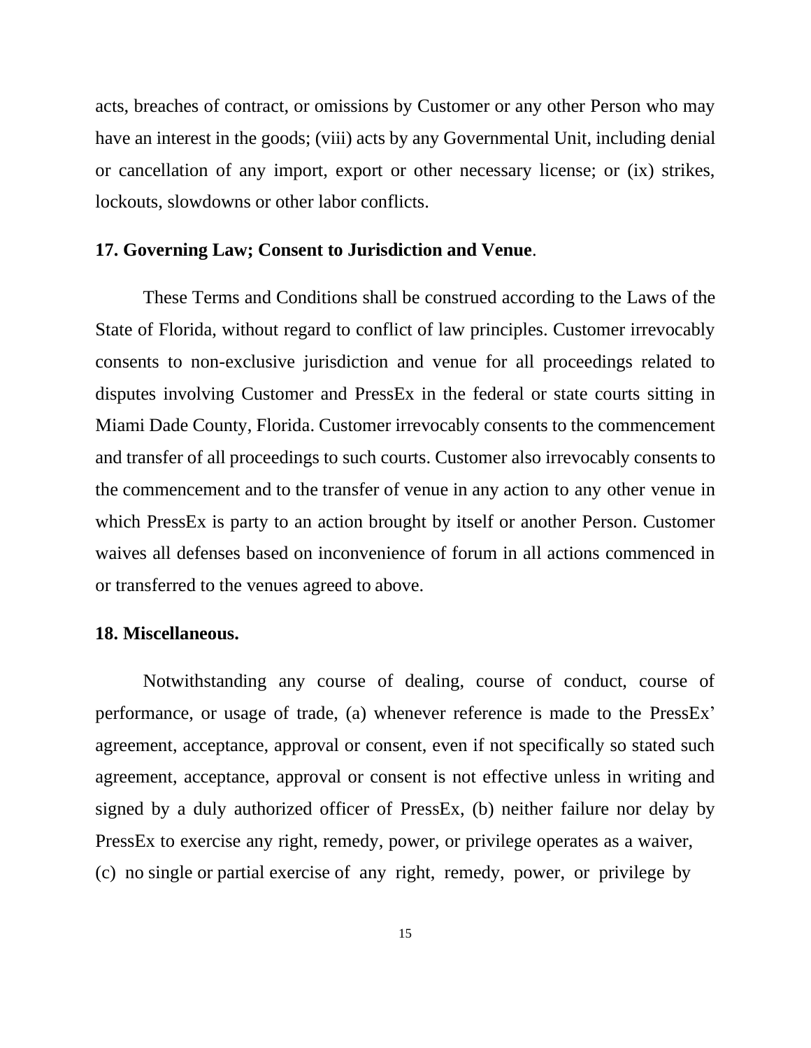acts, breaches of contract, or omissions by Customer or any other Person who may have an interest in the goods; (viii) acts by any Governmental Unit, including denial or cancellation of any import, export or other necessary license; or (ix) strikes, lockouts, slowdowns or other labor conflicts.

**17. Governing Law; Consent to Jurisdiction and Venue**.

These Terms and Conditions shall be construed according to the Laws of the State of Florida, without regard to conflict of law principles. Customer irrevocably consents to non-exclusive jurisdiction and venue for all proceedings related to disputes involving Customer and PressEx in the federal or state courts sitting in Miami Dade County, Florida. Customer irrevocably consents to the commencement and transfer of all proceedings to such courts. Customer also irrevocably consents to the commencement and to the transfer of venue in any action to any other venue in which PressEx is party to an action brought by itself or another Person. Customer waives all defenses based on inconvenience of forum in all actions commenced in or transferred to the venues agreed to above.

**18. Miscellaneous.**

Notwithstanding any course of dealing, course of conduct, course of performance, or usage of trade, (a) whenever reference is made to the PressEx' agreement, acceptance, approval or consent, even if not specifically so stated such agreement, acceptance, approval or consent is not effective unless in writing and signed by a duly authorized officer of PressEx, (b) neither failure nor delay by PressEx to exercise any right, remedy, power, or privilege operates as a waiver, (c) no single or partial exercise of any right, remedy, power, or privilege by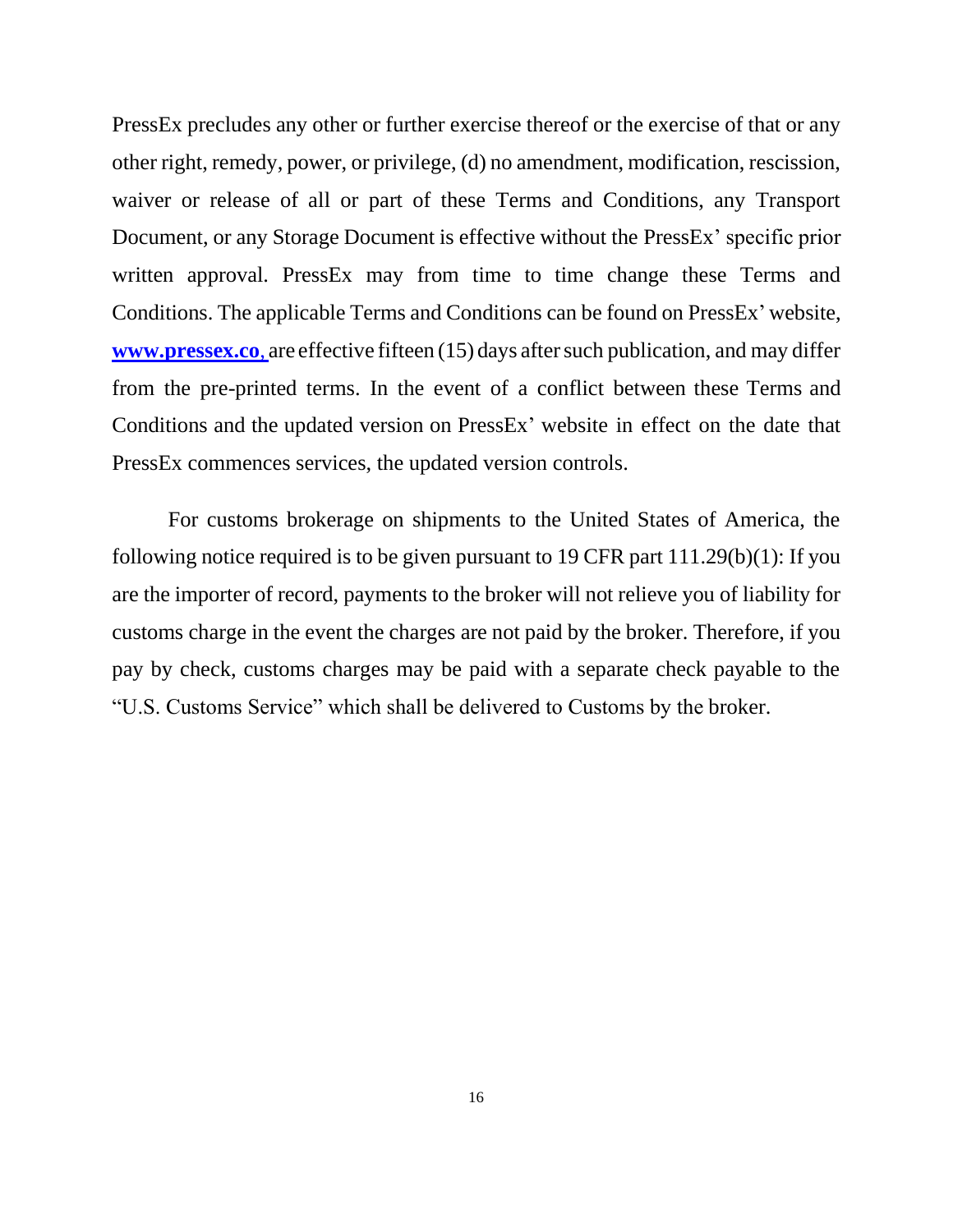PressEx precludes any other or further exercise thereof or the exercise of that or any other right, remedy, power, or privilege, (d) no amendment, modification, rescission, waiver or release of all or part of these Terms and Conditions, any Transport Document, or any Storage Document is effective without the PressEx' specific prior written approval. PressEx may from time to time change these Terms and Conditions. The applicable Terms and Conditions can be found on PressEx' website, **www.pressex.co**, are effective fifteen (15) days after such publication, and may differ from the pre-printed terms. In the event of a conflict between these Terms and Conditions and the updated version on PressEx' website in effect on the date that PressEx commences services, the updated version controls.

For customs brokerage on shipments to the United States of America, the following notice required is to be given pursuant to 19 CFR part 111.29(b)(1): If you are the importer of record, payments to the broker will not relieve you of liability for customs charge in the event the charges are not paid by the broker. Therefore, if you pay by check, customs charges may be paid with a separate check payable to the "U.S. Customs Service" which shall be delivered to Customs by the broker.